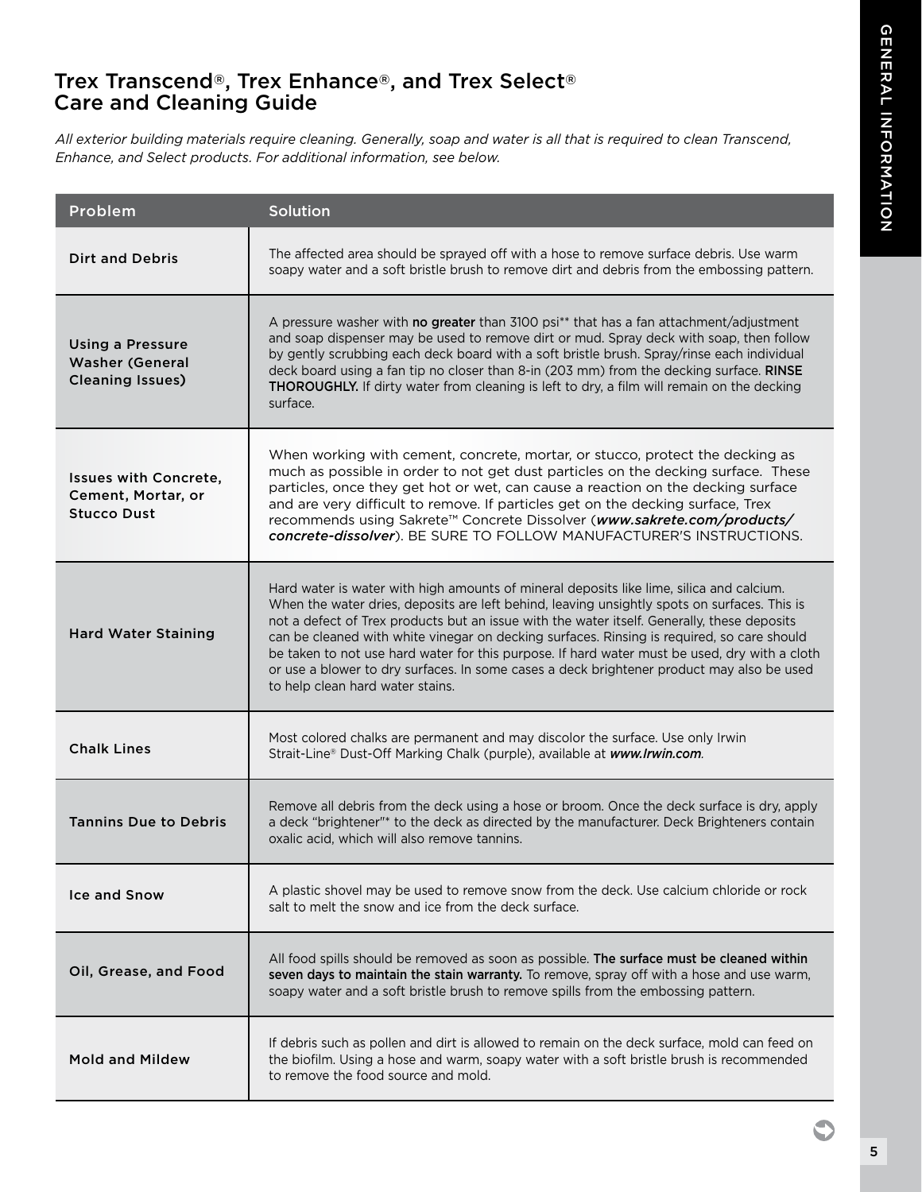## Trex Transcend®, Trex Enhance®, and Trex Select® Care and Cleaning Guide

*All exterior building materials require cleaning. Generally, soap and water is all that is required to clean Transcend, Enhance, and Select products. For additional information, see below.*

| Problem | Solution |
|---|---|
| Dirt and Debris | The affected area should be sprayed off with a hose to remove surface debris. Use warm soapy water and a soft bristle brush to remove dirt and debris from the embossing pattern. |
| Using a Pressure Washer (General Cleaning Issues) | A pressure washer with **no greater** than 3100 psi** that has a fan attachment/adjustment and soap dispenser may be used to remove dirt or mud. Spray deck with soap, then follow by gently scrubbing each deck board with a soft bristle brush. Spray/rinse each individual deck board using a fan tip no closer than 8-in (203 mm) from the decking surface. **RINSE THOROUGHLY.** If dirty water from cleaning is left to dry, a film will remain on the decking surface. |
| Issues with Concrete, Cement, Mortar, or Stucco Dust | When working with cement, concrete, mortar, or stucco, protect the decking as much as possible in order to not get dust particles on the decking surface. These particles, once they get hot or wet, can cause a reaction on the decking surface and are very difficult to remove. If particles get on the decking surface, Trex recommends using Sakrete™ Concrete Dissolver (***www.sakrete.com/products/concrete-dissolver***). BE SURE TO FOLLOW MANUFACTURER'S INSTRUCTIONS. |
| Hard Water Staining | Hard water is water with high amounts of mineral deposits like lime, silica and calcium. When the water dries, deposits are left behind, leaving unsightly spots on surfaces. This is not a defect of Trex products but an issue with the water itself. Generally, these deposits can be cleaned with white vinegar on decking surfaces. Rinsing is required, so care should be taken to not use hard water for this purpose. If hard water must be used, dry with a cloth or use a blower to dry surfaces. In some cases a deck brightener product may also be used to help clean hard water stains. |
| Chalk Lines | Most colored chalks are permanent and may discolor the surface. Use only Irwin Strait-Line® Dust-Off Marking Chalk (purple), available at ***www.Irwin.com***. |
| Tannins Due to Debris | Remove all debris from the deck using a hose or broom. Once the deck surface is dry, apply a deck "brightener"* to the deck as directed by the manufacturer. Deck Brighteners contain oxalic acid, which will also remove tannins. |
| Ice and Snow | A plastic shovel may be used to remove snow from the deck. Use calcium chloride or rock salt to melt the snow and ice from the deck surface. |
| Oil, Grease, and Food | All food spills should be removed as soon as possible. **The surface must be cleaned within seven days to maintain the stain warranty.** To remove, spray off with a hose and use warm, soapy water and a soft bristle brush to remove spills from the embossing pattern. |
| Mold and Mildew | If debris such as pollen and dirt is allowed to remain on the deck surface, mold can feed on the biofilm. Using a hose and warm, soapy water with a soft bristle brush is recommended to remove the food source and mold. |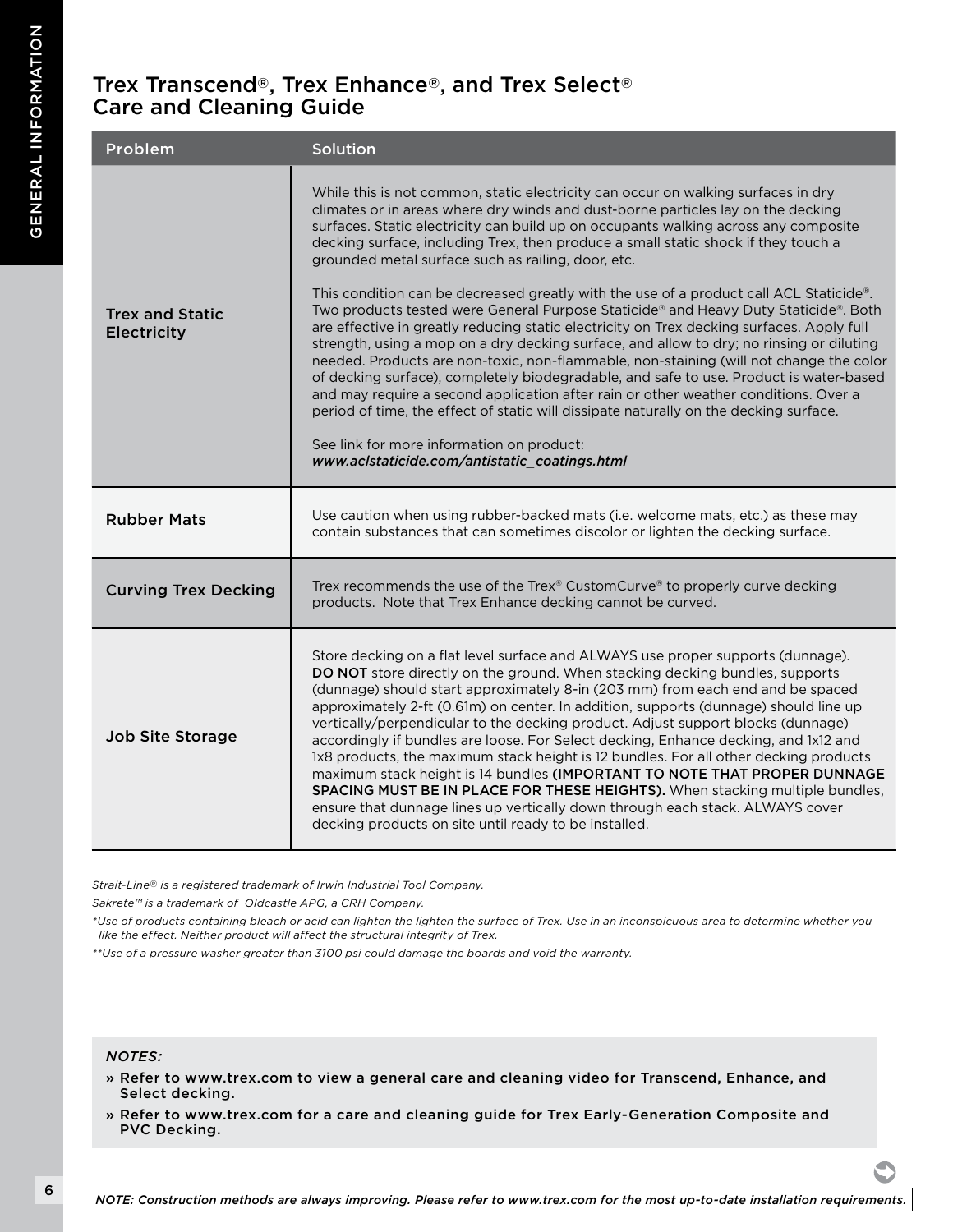## Trex Transcend®, Trex Enhance®, and Trex Select® Care and Cleaning Guide

| Problem | Solution |
|---|---|
| Trex and Static Electricity | While this is not common, static electricity can occur on walking surfaces in dry climates or in areas where dry winds and dust-borne particles lay on the decking surfaces. Static electricity can build up on occupants walking across any composite decking surface, including Trex, then produce a small static shock if they touch a grounded metal surface such as railing, door, etc.<br><br>This condition can be decreased greatly with the use of a product call ACL Staticide®. Two products tested were General Purpose Staticide® and Heavy Duty Staticide®. Both are effective in greatly reducing static electricity on Trex decking surfaces. Apply full strength, using a mop on a dry decking surface, and allow to dry; no rinsing or diluting needed. Products are non-toxic, non-flammable, non-staining (will not change the color of decking surface), completely biodegradable, and safe to use. Product is water-based and may require a second application after rain or other weather conditions. Over a period of time, the effect of static will dissipate naturally on the decking surface.<br><br>See link for more information on product:<br>***www.aclstaticide.com/antistatic_coatings.html*** |
| Rubber Mats | Use caution when using rubber-backed mats (i.e. welcome mats, etc.) as these may contain substances that can sometimes discolor or lighten the decking surface. |
| Curving Trex Decking | Trex recommends the use of the Trex® CustomCurve® to properly curve decking products. Note that Trex Enhance decking cannot be curved. |
| Job Site Storage | Store decking on a flat level surface and ALWAYS use proper supports (dunnage). **DO NOT** store directly on the ground. When stacking decking bundles, supports (dunnage) should start approximately 8-in (203 mm) from each end and be spaced approximately 2-ft (0.61m) on center. In addition, supports (dunnage) should line up vertically/perpendicular to the decking product. Adjust support blocks (dunnage) accordingly if bundles are loose. For Select decking, Enhance decking, and 1x12 and 1x8 products, the maximum stack height is 12 bundles. For all other decking products maximum stack height is 14 bundles **(IMPORTANT TO NOTE THAT PROPER DUNNAGE SPACING MUST BE IN PLACE FOR THESE HEIGHTS).** When stacking multiple bundles, ensure that dunnage lines up vertically down through each stack. ALWAYS cover decking products on site until ready to be installed. |

*Strait-Line® is a registered trademark of Irwin Industrial Tool Company.*

*Sakrete™ is a trademark of Oldcastle APG, a CRH Company.*

*\*Use of products containing bleach or acid can lighten the lighten the surface of Trex. Use in an inconspicuous area to determine whether you like the effect. Neither product will affect the structural integrity of Trex.*

*\*\*Use of a pressure washer greater than 3100 psi could damage the boards and void the warranty.*

*NOTES:*

- **Refer to www.trex.com to view a general care and cleaning video for Transcend, Enhance, and Select decking.**
- **Refer to www.trex.com for a care and cleaning guide for Trex Early-Generation Composite and PVC Decking.**

*NOTE: Construction methods are always improving. Please refer to www.trex.com for the most up-to-date installation requirements.*